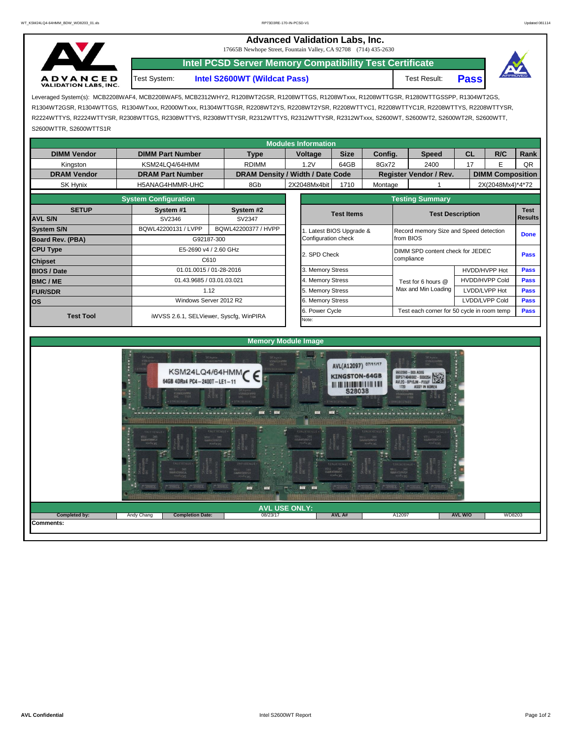# Advanced Validation Labs, Inc.

17665B Newhope Street, Fountain Valley, CA 92708 (714) 435-2630

## Intel PCSD Server Memory Compatibility Test Certificate

Test System: **Intel S2600WT (Wildcat Pass)** Test Result: **Pass**

Leveraged System(s): MCB2208WAF4, MCB2208WAF5, MCB2312WHY2, R1208WT2GSR, R1208WTTGS, R1208WTxxx, R1208WTTGSR, R1280WTTGSSPP, R1304WT2GS, R1304WT2GSR, R1304WTTGS, R1304WTxxx, R2000WTxxx, R1304WTTGSR, R2208WT2YS, R2208WT2YSR, R2208WTTYC1, R2208WTTYC1R, R2208WTTYS, R2208WTTYSR, R2224WTTYS, R2224WTTYSR, R2308WTTGS, R2308WTTYS, R2308WTTYSR, R2312WTTYS, R2312WTTYSR, R2312WTxxx, S2600WT, S2600WT2, S2600WT2R, S2600WTT, S2600WTTR, S2600WTTS1R

### Modules Information

| DIMM Vendor | DIMM Part Number | Type | Voltage | Size | Config. | Speed | CL | R/C | Rank |
|---|---|---|---|---|---|---|---|---|---|
| Kingston | KSM24LQ4/64HMM | RDIMM | 1.2V | 64GB | 8Gx72 | 2400 | 17 | E | QR |
| **DRAM Vendor** | **DRAM Part Number** | **DRAM Density / Width / Date Code** | | | **Register Vendor / Rev.** | | **DIMM Composition** | | |
| SK Hynix | H5ANAG4HMMR-UHC | 8Gb | 2X2048Mx4bit | 1710 | Montage | 1 | 2X(2048Mx4)*4*72 | | |

### System Configuration

| SETUP | System #1 | System #2 |
|---|---|---|
| AVL S/N | SV2346 | SV2347 |
| System S/N | BQWL42200131 / LVPP | BQWL42200377 / HVPP |
| Board Rev. (PBA) | G92187-300 | |
| CPU Type | E5-2690 v4 / 2.60 GHz | |
| Chipset | C610 | |
| BIOS / Date | 01.01.0015 / 01-28-2016 | |
| BMC / ME | 01.43.9685 / 03.01.03.021 | |
| FUR/SDR | 1.12 | |
| OS | Windows Server 2012 R2 | |
| Test Tool | iWVSS 2.6.1, SELViewer, Syscfg, WinPIRA | |

### Testing Summary

| Test Items | Test Description | | Test Results |
|---|---|---|---|
| 1. Latest BIOS Upgrade & Configuration check | Record memory Size and Speed detection from BIOS | | Done |
| 2. SPD Check | DIMM SPD content check for JEDEC compliance | | Pass |
| 3. Memory Stress | Test for 6 hours @ Max and Min Loading | HVDD/HVPP Hot | Pass |
| 4. Memory Stress | | HVDD/HVPP Cold | Pass |
| 5. Memory Stress | | LVDD/LVPP Hot | Pass |
| 6. Memory Stress | | LVDD/LVPP Cold | Pass |
| 6. Power Cycle | Test each corner for 50 cycle in room temp | | Pass |
| Note: | | | |

### Memory Module Image

### AVL USE ONLY:

| Completed by: | Andy Chang | Completion Date: | 08/23/17 | AVL A# | A12097 | AVL W/O | WD8203 |
|---|---|---|---|---|---|---|---|

Comments: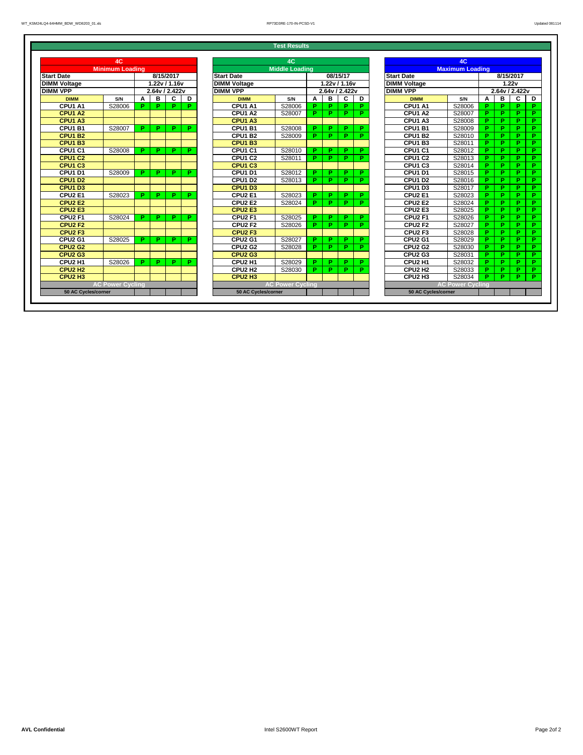## Test Results

### 4C Minimum Loading

| | | | | | |
|---|---|---|---|---|---|
| Start Date | | 8/15/2017 | | | |
| DIMM Voltage | | 1.22v / 1.16v | | | |
| DIMM VPP | | 2.64v / 2.422v | | | |
| DIMM | S/N | A | B | C | D |
| CPU1 A1 | S28006 | P | P | P | P |
| CPU1 A2 | | | | | |
| CPU1 A3 | | | | | |
| CPU1 B1 | S28007 | P | P | P | P |
| CPU1 B2 | | | | | |
| CPU1 B3 | | | | | |
| CPU1 C1 | S28008 | P | P | P | P |
| CPU1 C2 | | | | | |
| CPU1 C3 | | | | | |
| CPU1 D1 | S28009 | P | P | P | P |
| CPU1 D2 | | | | | |
| CPU1 D3 | | | | | |
| CPU2 E1 | S28023 | P | P | P | P |
| CPU2 E2 | | | | | |
| CPU2 E3 | | | | | |
| CPU2 F1 | S28024 | P | P | P | P |
| CPU2 F2 | | | | | |
| CPU2 F3 | | | | | |
| CPU2 G1 | S28025 | P | P | P | P |
| CPU2 G2 | | | | | |
| CPU2 G3 | | | | | |
| CPU2 H1 | S28026 | P | P | P | P |
| CPU2 H2 | | | | | |
| CPU2 H3 | | | | | |
| AC Power Cycling | | | | | |
| 50 AC Cycles/corner | | | | | |

### 4C Middle Loading

| | | | | | |
|---|---|---|---|---|---|
| Start Date | | 08/15/17 | | | |
| DIMM Voltage | | 1.22v / 1.16v | | | |
| DIMM VPP | | 2.64v / 2.422v | | | |
| DIMM | S/N | A | B | C | D |
| CPU1 A1 | S28006 | P | P | P | P |
| CPU1 A2 | S28007 | P | P | P | P |
| CPU1 A3 | | | | | |
| CPU1 B1 | S28008 | P | P | P | P |
| CPU1 B2 | S28009 | P | P | P | P |
| CPU1 B3 | | | | | |
| CPU1 C1 | S28010 | P | P | P | P |
| CPU1 C2 | S28011 | P | P | P | P |
| CPU1 C3 | | | | | |
| CPU1 D1 | S28012 | P | P | P | P |
| CPU1 D2 | S28013 | P | P | P | P |
| CPU1 D3 | | | | | |
| CPU2 E1 | S28023 | P | P | P | P |
| CPU2 E2 | S28024 | P | P | P | P |
| CPU2 E3 | | | | | |
| CPU2 F1 | S28025 | P | P | P | P |
| CPU2 F2 | S28026 | P | P | P | P |
| CPU2 F3 | | | | | |
| CPU2 G1 | S28027 | P | P | P | P |
| CPU2 G2 | S28028 | P | P | P | P |
| CPU2 G3 | | | | | |
| CPU2 H1 | S28029 | P | P | P | P |
| CPU2 H2 | S28030 | P | P | P | P |
| CPU2 H3 | | | | | |
| AC Power Cycling | | | | | |
| 50 AC Cycles/corner | | | | | |

### 4C Maximum Loading

| | | | | | |
|---|---|---|---|---|---|
| Start Date | | 8/15/2017 | | | |
| DIMM Voltage | | 1.22v | | | |
| DIMM VPP | | 2.64v / 2.422v | | | |
| DIMM | S/N | A | B | C | D |
| CPU1 A1 | S28006 | P | P | P | P |
| CPU1 A2 | S28007 | P | P | P | P |
| CPU1 A3 | S28008 | P | P | P | P |
| CPU1 B1 | S28009 | P | P | P | P |
| CPU1 B2 | S28010 | P | P | P | P |
| CPU1 B3 | S28011 | P | P | P | P |
| CPU1 C1 | S28012 | P | P | P | P |
| CPU1 C2 | S28013 | P | P | P | P |
| CPU1 C3 | S28014 | P | P | P | P |
| CPU1 D1 | S28015 | P | P | P | P |
| CPU1 D2 | S28016 | P | P | P | P |
| CPU1 D3 | S28017 | P | P | P | P |
| CPU2 E1 | S28023 | P | P | P | P |
| CPU2 E2 | S28024 | P | P | P | P |
| CPU2 E3 | S28025 | P | P | P | P |
| CPU2 F1 | S28026 | P | P | P | P |
| CPU2 F2 | S28027 | P | P | P | P |
| CPU2 F3 | S28028 | P | P | P | P |
| CPU2 G1 | S28029 | P | P | P | P |
| CPU2 G2 | S28030 | P | P | P | P |
| CPU2 G3 | S28031 | P | P | P | P |
| CPU2 H1 | S28032 | P | P | P | P |
| CPU2 H2 | S28033 | P | P | P | P |
| CPU2 H3 | S28034 | P | P | P | P |
| AC Power Cycling | | | | | |
| 50 AC Cycles/corner | | | | | |